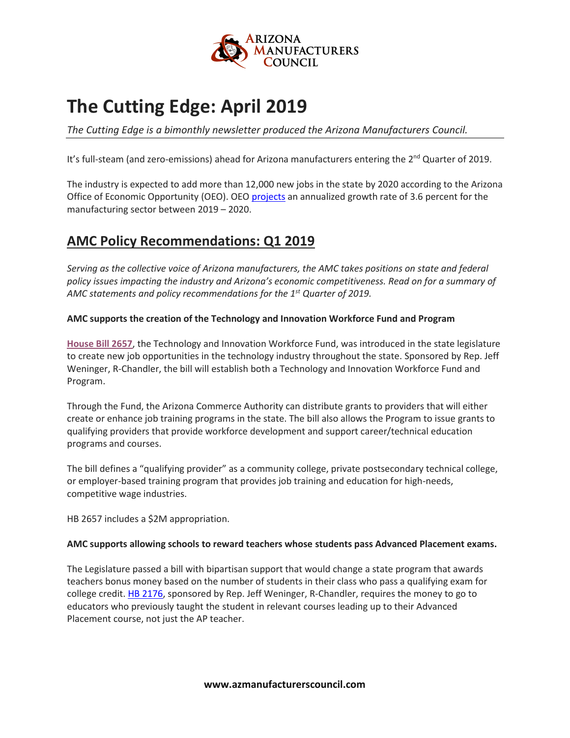# The Cutting Edge: April 2019

*The Cutting Edge is a bimonthly newsletter produced the Arizona Manufacturers Council.*

It's full-steam (and zero-emissions) ahead for Arizona manufacturers entering the 2nd Quarter of 2019.

The industry is expected to add more than 12,000 new jobs in the state by 2020 according to the Arizona Office of Economic Opportunity (OEO). OEO projects an annualized growth rate of 3.6 percent for the manufacturing sector between 2019 – 2020.

## AMC Policy Recommendations: Q1 2019

*Serving as the collective voice of Arizona manufacturers, the AMC takes positions on state and federal policy issues impacting the industry and Arizona's economic competitiveness. Read on for a summary of AMC statements and policy recommendations for the 1st Quarter of 2019.*

**AMC supports the creation of the Technology and Innovation Workforce Fund and Program**

**House Bill 2657**, the Technology and Innovation Workforce Fund, was introduced in the state legislature to create new job opportunities in the technology industry throughout the state. Sponsored by Rep. Jeff Weninger, R-Chandler, the bill will establish both a Technology and Innovation Workforce Fund and Program.

Through the Fund, the Arizona Commerce Authority can distribute grants to providers that will either create or enhance job training programs in the state. The bill also allows the Program to issue grants to qualifying providers that provide workforce development and support career/technical education programs and courses.

The bill defines a "qualifying provider" as a community college, private postsecondary technical college, or employer-based training program that provides job training and education for high-needs, competitive wage industries.

HB 2657 includes a $2M appropriation.

**AMC supports allowing schools to reward teachers whose students pass Advanced Placement exams.**

The Legislature passed a bill with bipartisan support that would change a state program that awards teachers bonus money based on the number of students in their class who pass a qualifying exam for college credit. HB 2176, sponsored by Rep. Jeff Weninger, R-Chandler, requires the money to go to educators who previously taught the student in relevant courses leading up to their Advanced Placement course, not just the AP teacher.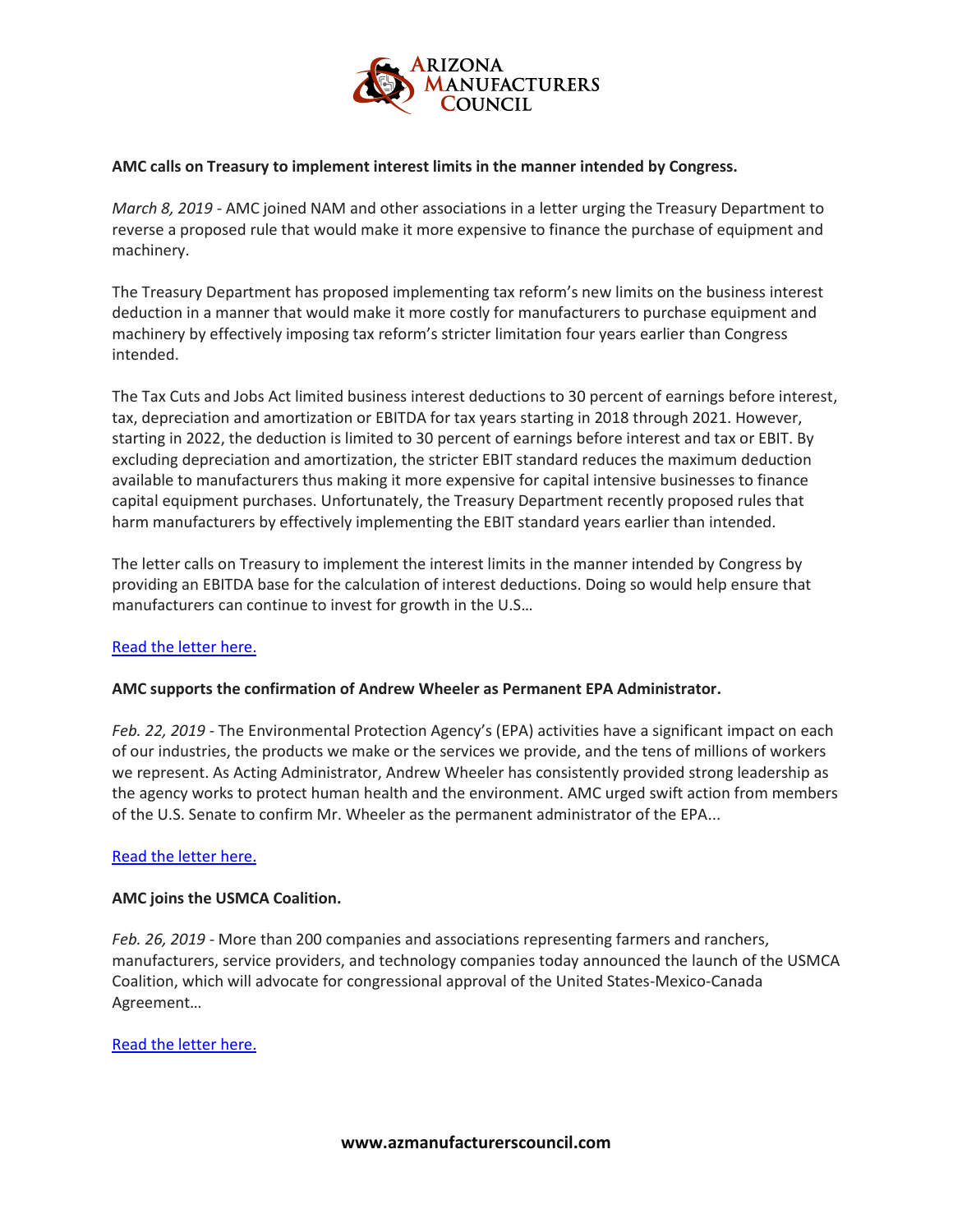**AMC calls on Treasury to implement interest limits in the manner intended by Congress.**

*March 8, 2019* - AMC joined NAM and other associations in a letter urging the Treasury Department to reverse a proposed rule that would make it more expensive to finance the purchase of equipment and machinery.

The Treasury Department has proposed implementing tax reform's new limits on the business interest deduction in a manner that would make it more costly for manufacturers to purchase equipment and machinery by effectively imposing tax reform's stricter limitation four years earlier than Congress intended.

The Tax Cuts and Jobs Act limited business interest deductions to 30 percent of earnings before interest, tax, depreciation and amortization or EBITDA for tax years starting in 2018 through 2021. However, starting in 2022, the deduction is limited to 30 percent of earnings before interest and tax or EBIT. By excluding depreciation and amortization, the stricter EBIT standard reduces the maximum deduction available to manufacturers thus making it more expensive for capital intensive businesses to finance capital equipment purchases. Unfortunately, the Treasury Department recently proposed rules that harm manufacturers by effectively implementing the EBIT standard years earlier than intended.

The letter calls on Treasury to implement the interest limits in the manner intended by Congress by providing an EBITDA base for the calculation of interest deductions. Doing so would help ensure that manufacturers can continue to invest for growth in the U.S…

Read the letter here.

**AMC supports the confirmation of Andrew Wheeler as Permanent EPA Administrator.**

*Feb. 22, 2019* - The Environmental Protection Agency's (EPA) activities have a significant impact on each of our industries, the products we make or the services we provide, and the tens of millions of workers we represent. As Acting Administrator, Andrew Wheeler has consistently provided strong leadership as the agency works to protect human health and the environment. AMC urged swift action from members of the U.S. Senate to confirm Mr. Wheeler as the permanent administrator of the EPA...

Read the letter here.

**AMC joins the USMCA Coalition.**

*Feb. 26, 2019* - More than 200 companies and associations representing farmers and ranchers, manufacturers, service providers, and technology companies today announced the launch of the USMCA Coalition, which will advocate for congressional approval of the United States-Mexico-Canada Agreement…

Read the letter here.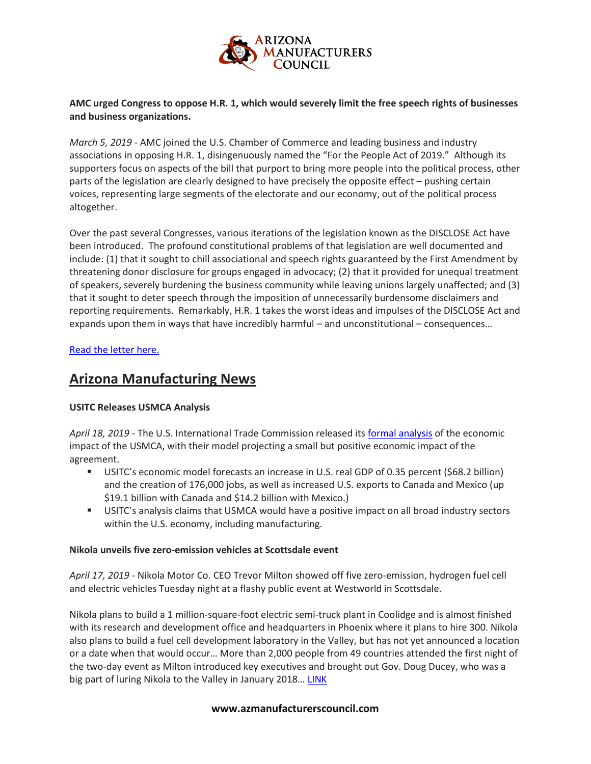**AMC urged Congress to oppose H.R. 1, which would severely limit the free speech rights of businesses and business organizations.**

*March 5, 2019* - AMC joined the U.S. Chamber of Commerce and leading business and industry associations in opposing H.R. 1, disingenuously named the "For the People Act of 2019." Although its supporters focus on aspects of the bill that purport to bring more people into the political process, other parts of the legislation are clearly designed to have precisely the opposite effect – pushing certain voices, representing large segments of the electorate and our economy, out of the political process altogether.

Over the past several Congresses, various iterations of the legislation known as the DISCLOSE Act have been introduced. The profound constitutional problems of that legislation are well documented and include: (1) that it sought to chill associational and speech rights guaranteed by the First Amendment by threatening donor disclosure for groups engaged in advocacy; (2) that it provided for unequal treatment of speakers, severely burdening the business community while leaving unions largely unaffected; and (3) that it sought to deter speech through the imposition of unnecessarily burdensome disclaimers and reporting requirements. Remarkably, H.R. 1 takes the worst ideas and impulses of the DISCLOSE Act and expands upon them in ways that have incredibly harmful – and unconstitutional – consequences…

Read the letter here.

## Arizona Manufacturing News

**USITC Releases USMCA Analysis**

*April 18, 2019* - The U.S. International Trade Commission released its formal analysis of the economic impact of the USMCA, with their model projecting a small but positive economic impact of the agreement.

- USITC's economic model forecasts an increase in U.S. real GDP of 0.35 percent ($68.2 billion) and the creation of 176,000 jobs, as well as increased U.S. exports to Canada and Mexico (up $19.1 billion with Canada and $14.2 billion with Mexico.)
- USITC's analysis claims that USMCA would have a positive impact on all broad industry sectors within the U.S. economy, including manufacturing.

**Nikola unveils five zero-emission vehicles at Scottsdale event**

*April 17, 2019* - Nikola Motor Co. CEO Trevor Milton showed off five zero-emission, hydrogen fuel cell and electric vehicles Tuesday night at a flashy public event at Westworld in Scottsdale.

Nikola plans to build a 1 million-square-foot electric semi-truck plant in Coolidge and is almost finished with its research and development office and headquarters in Phoenix where it plans to hire 300. Nikola also plans to build a fuel cell development laboratory in the Valley, but has not yet announced a location or a date when that would occur… More than 2,000 people from 49 countries attended the first night of the two-day event as Milton introduced key executives and brought out Gov. Doug Ducey, who was a big part of luring Nikola to the Valley in January 2018… LINK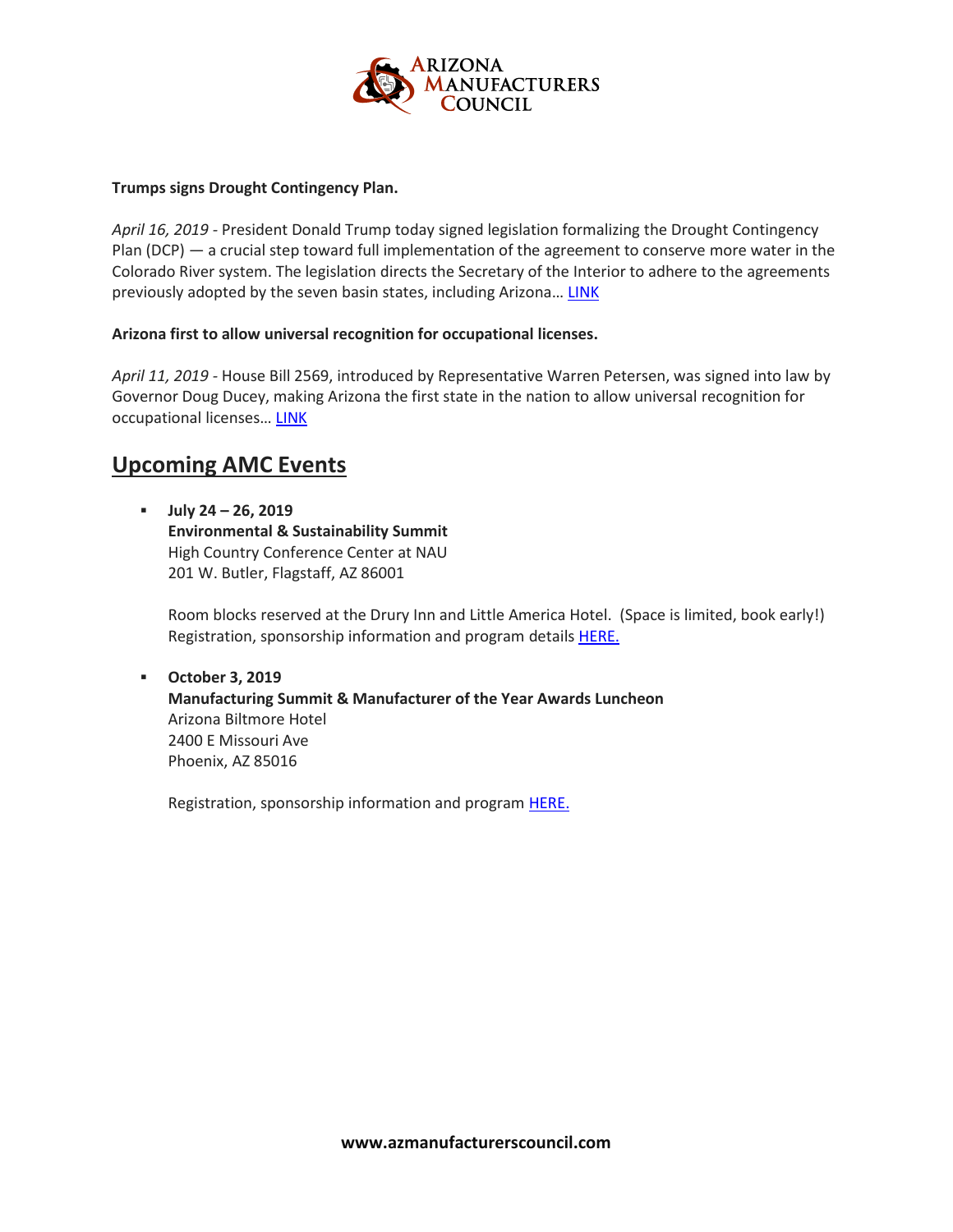**Trumps signs Drought Contingency Plan.**

*April 16, 2019* - President Donald Trump today signed legislation formalizing the Drought Contingency Plan (DCP) — a crucial step toward full implementation of the agreement to conserve more water in the Colorado River system. The legislation directs the Secretary of the Interior to adhere to the agreements previously adopted by the seven basin states, including Arizona… LINK

**Arizona first to allow universal recognition for occupational licenses.**

*April 11, 2019* - House Bill 2569, introduced by Representative Warren Petersen, was signed into law by Governor Doug Ducey, making Arizona the first state in the nation to allow universal recognition for occupational licenses… LINK

## Upcoming AMC Events

- **July 24 – 26, 2019**
  **Environmental & Sustainability Summit**
  High Country Conference Center at NAU
  201 W. Butler, Flagstaff, AZ 86001

  Room blocks reserved at the Drury Inn and Little America Hotel. (Space is limited, book early!) Registration, sponsorship information and program details HERE.

- **October 3, 2019**
  **Manufacturing Summit & Manufacturer of the Year Awards Luncheon**
  Arizona Biltmore Hotel
  2400 E Missouri Ave
  Phoenix, AZ 85016

  Registration, sponsorship information and program HERE.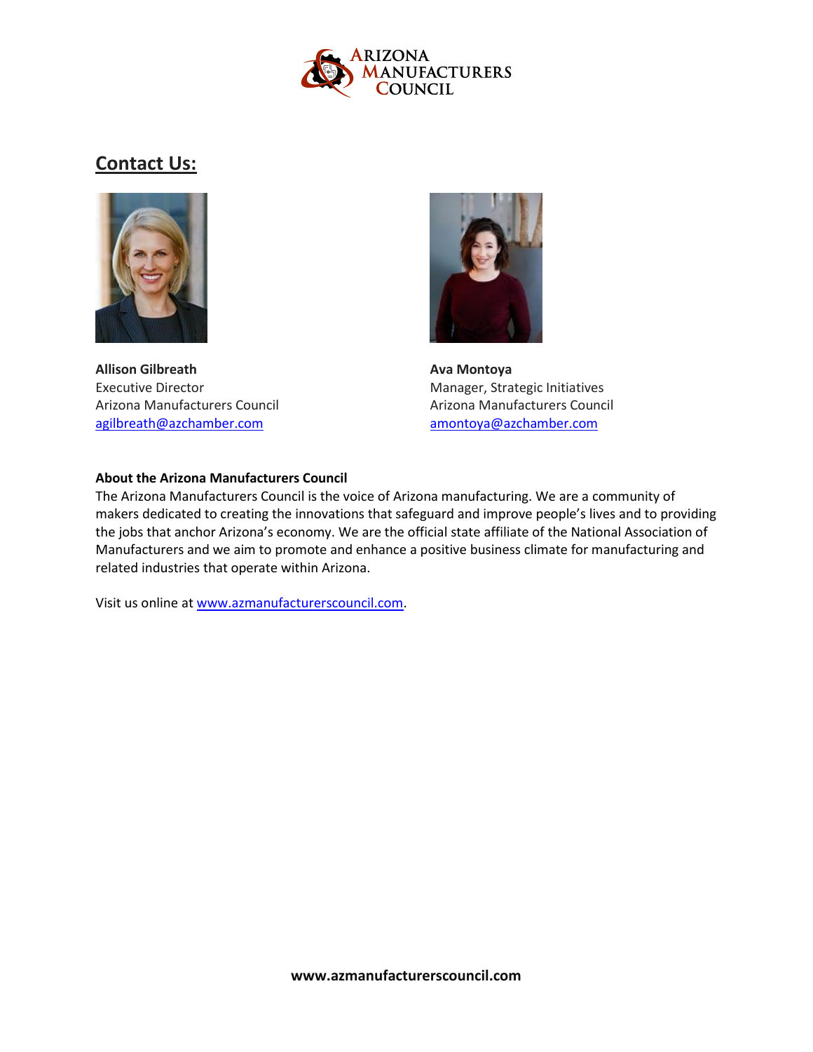## Contact Us:

**Allison Gilbreath**
Executive Director
Arizona Manufacturers Council
agilbreath@azchamber.com

**Ava Montoya**
Manager, Strategic Initiatives
Arizona Manufacturers Council
amontoya@azchamber.com

**About the Arizona Manufacturers Council**
The Arizona Manufacturers Council is the voice of Arizona manufacturing. We are a community of makers dedicated to creating the innovations that safeguard and improve people's lives and to providing the jobs that anchor Arizona's economy. We are the official state affiliate of the National Association of Manufacturers and we aim to promote and enhance a positive business climate for manufacturing and related industries that operate within Arizona.

Visit us online at www.azmanufacturerscouncil.com.